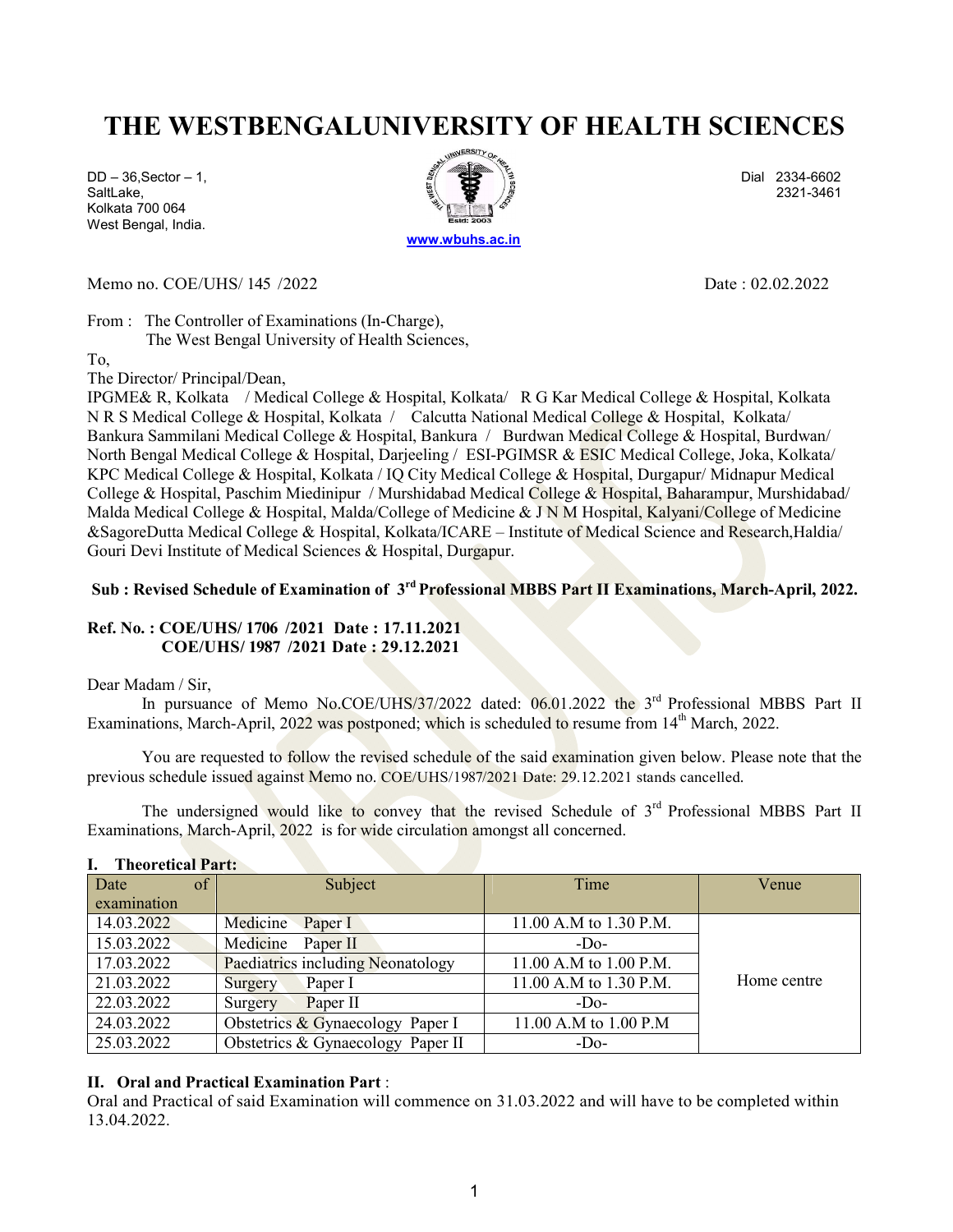# THE WESTBENGALUNIVERSITY OF HEALTH SCIENCES

DD – 36,Sector – 1,
SaltLake,
Kolkata 700 064
West Bengal, India.

Dial 2334-6602
2321-3461

www.wbuhs.ac.in

Memo no. COE/UHS/ 145 /2022 Date : 02.02.2022

From : The Controller of Examinations (In-Charge),
The West Bengal University of Health Sciences,

To,
The Director/ Principal/Dean,
IPGME& R, Kolkata / Medical College & Hospital, Kolkata/ R G Kar Medical College & Hospital, Kolkata
N R S Medical College & Hospital, Kolkata / Calcutta National Medical College & Hospital, Kolkata/
Bankura Sammilani Medical College & Hospital, Bankura / Burdwan Medical College & Hospital, Burdwan/
North Bengal Medical College & Hospital, Darjeeling / ESI-PGIMSR & ESIC Medical College, Joka, Kolkata/
KPC Medical College & Hospital, Kolkata / IQ City Medical College & Hospital, Durgapur/ Midnapur Medical College & Hospital, Paschim Miedinipur / Murshidabad Medical College & Hospital, Baharampur, Murshidabad/
Malda Medical College & Hospital, Malda/College of Medicine & J N M Hospital, Kalyani/College of Medicine &SagoreDutta Medical College & Hospital, Kolkata/ICARE – Institute of Medical Science and Research,Haldia/
Gouri Devi Institute of Medical Sciences & Hospital, Durgapur.

**Sub : Revised Schedule of Examination of 3rd Professional MBBS Part II Examinations, March-April, 2022.**

**Ref. No. : COE/UHS/ 1706 /2021 Date : 17.11.2021**
**COE/UHS/ 1987 /2021 Date : 29.12.2021**

Dear Madam / Sir,

In pursuance of Memo No.COE/UHS/37/2022 dated: 06.01.2022 the 3rd Professional MBBS Part II Examinations, March-April, 2022 was postponed; which is scheduled to resume from 14th March, 2022.

You are requested to follow the revised schedule of the said examination given below. Please note that the previous schedule issued against Memo no. COE/UHS/1987/2021 Date: 29.12.2021 stands cancelled.

The undersigned would like to convey that the revised Schedule of 3rd Professional MBBS Part II Examinations, March-April, 2022 is for wide circulation amongst all concerned.

**I. Theoretical Part:**

| Date of examination | Subject | Time | Venue |
|---|---|---|---|
| 14.03.2022 | Medicine Paper I | 11.00 A.M to 1.30 P.M. | Home centre |
| 15.03.2022 | Medicine Paper II | -Do- | |
| 17.03.2022 | Paediatrics including Neonatology | 11.00 A.M to 1.00 P.M. | |
| 21.03.2022 | Surgery Paper I | 11.00 A.M to 1.30 P.M. | |
| 22.03.2022 | Surgery Paper II | -Do- | |
| 24.03.2022 | Obstetrics & Gynaecology Paper I | 11.00 A.M to 1.00 P.M | |
| 25.03.2022 | Obstetrics & Gynaecology Paper II | -Do- | |

**II. Oral and Practical Examination Part** :
Oral and Practical of said Examination will commence on 31.03.2022 and will have to be completed within 13.04.2022.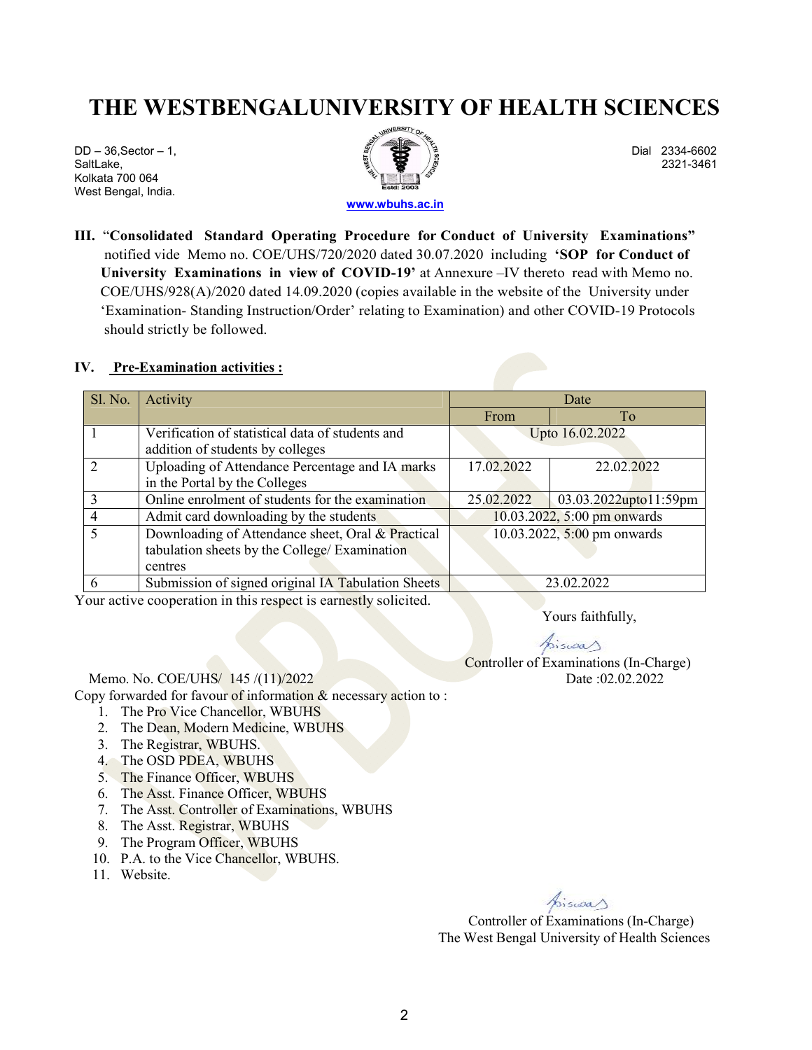# THE WESTBENGALUNIVERSITY OF HEALTH SCIENCES

DD – 36,Sector – 1,
SaltLake,
Kolkata 700 064
West Bengal, India.

Dial 2334-6602
2321-3461

www.wbuhs.ac.in

**III.** "**Consolidated Standard Operating Procedure for Conduct of University Examinations"** notified vide Memo no. COE/UHS/720/2020 dated 30.07.2020 including **'SOP for Conduct of University Examinations in view of COVID-19'** at Annexure –IV thereto read with Memo no. COE/UHS/928(A)/2020 dated 14.09.2020 (copies available in the website of the University under 'Examination- Standing Instruction/Order' relating to Examination) and other COVID-19 Protocols should strictly be followed.

**IV. Pre-Examination activities :**

| Sl. No. | Activity | Date | |
|---|---|---|---|
| | | From | To |
| 1 | Verification of statistical data of students and addition of students by colleges | Upto 16.02.2022 | |
| 2 | Uploading of Attendance Percentage and IA marks in the Portal by the Colleges | 17.02.2022 | 22.02.2022 |
| 3 | Online enrolment of students for the examination | 25.02.2022 | 03.03.2022upto11:59pm |
| 4 | Admit card downloading by the students | 10.03.2022, 5:00 pm onwards | |
| 5 | Downloading of Attendance sheet, Oral & Practical tabulation sheets by the College/ Examination centres | 10.03.2022, 5:00 pm onwards | |
| 6 | Submission of signed original IA Tabulation Sheets | 23.02.2022 | |

Your active cooperation in this respect is earnestly solicited.

Yours faithfully,

Controller of Examinations (In-Charge)

Memo. No. COE/UHS/ 145 /(11)/2022

Date :02.02.2022

Copy forwarded for favour of information & necessary action to :

1. The Pro Vice Chancellor, WBUHS
2. The Dean, Modern Medicine, WBUHS
3. The Registrar, WBUHS.
4. The OSD PDEA, WBUHS
5. The Finance Officer, WBUHS
6. The Asst. Finance Officer, WBUHS
7. The Asst. Controller of Examinations, WBUHS
8. The Asst. Registrar, WBUHS
9. The Program Officer, WBUHS
10. P.A. to the Vice Chancellor, WBUHS.
11. Website.

Controller of Examinations (In-Charge)
The West Bengal University of Health Sciences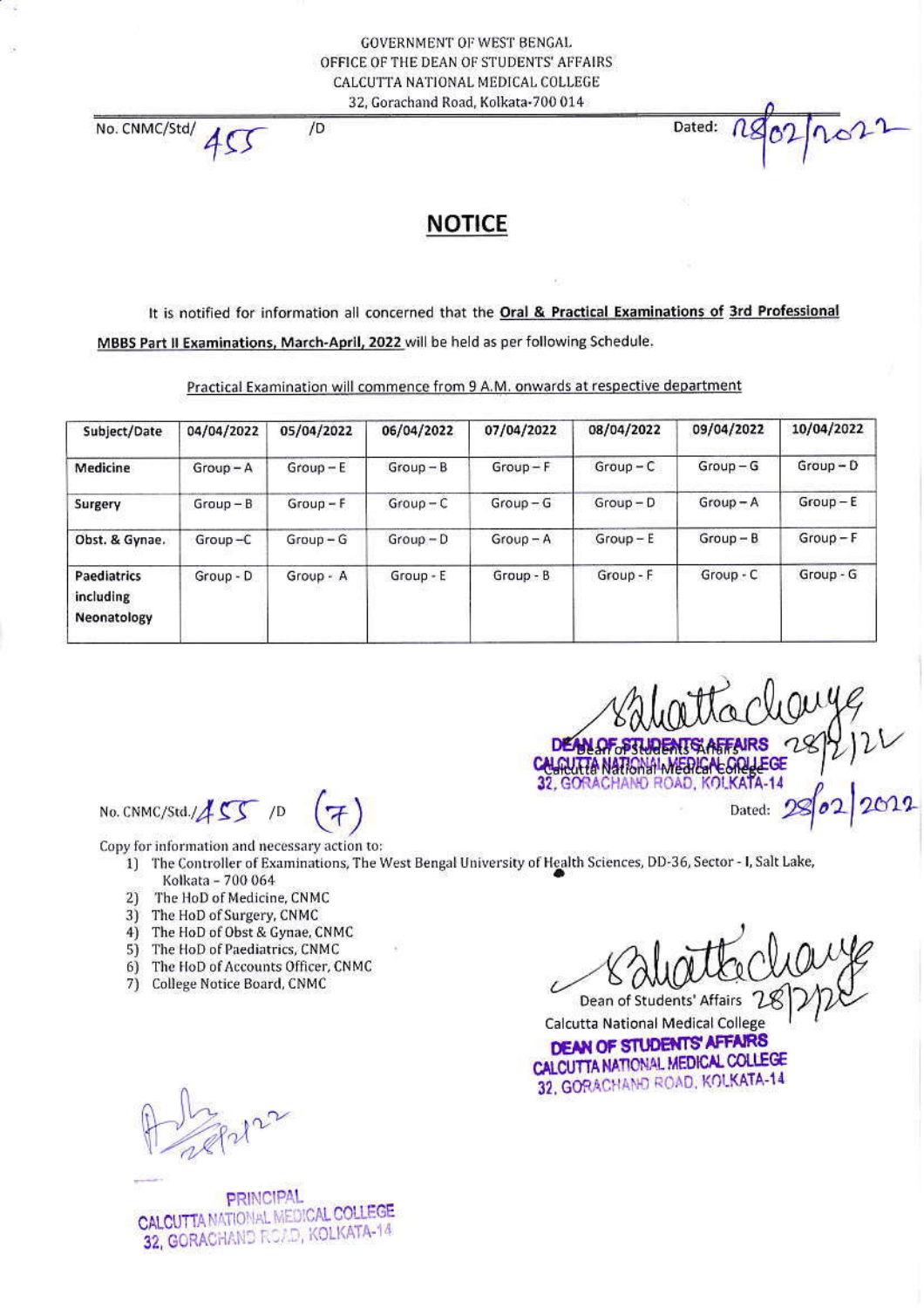GOVERNMENT OF WEST BENGAL
OFFICE OF THE DEAN OF STUDENTS' AFFAIRS
CALCUTTA NATIONAL MEDICAL COLLEGE
32, Gorachand Road, Kolkata-700 014

No. CNMC/Std/ 455 /D

Dated: 28/02/2022

# NOTICE

It is notified for information all concerned that the **Oral & Practical Examinations of 3rd Professional MBBS Part II Examinations, March-April, 2022** will be held as per following Schedule.

Practical Examination will commence from 9 A.M. onwards at respective department

| Subject/Date | 04/04/2022 | 05/04/2022 | 06/04/2022 | 07/04/2022 | 08/04/2022 | 09/04/2022 | 10/04/2022 |
|---|---|---|---|---|---|---|---|
| Medicine | Group – A | Group – E | Group – B | Group – F | Group – C | Group – G | Group – D |
| Surgery | Group – B | Group – F | Group – C | Group – G | Group – D | Group – A | Group – E |
| Obst. & Gynae. | Group –C | Group – G | Group – D | Group – A | Group – E | Group – B | Group – F |
| Paediatrics including Neonatology | Group - D | Group - A | Group - E | Group - B | Group - F | Group - C | Group - G |

Dean of Students' Affairs
Calcutta National Medical College
DEAN OF STUDENTS' AFFAIRS
CALCUTTA NATIONAL MEDICAL COLLEGE
32, GORACHAND ROAD, KOLKATA-14
28/2/22

No. CNMC/Std./455 /D (7)

Dated: 28/02/2022

Copy for information and necessary action to:

1) The Controller of Examinations, The West Bengal University of Health Sciences, DD-36, Sector - I, Salt Lake, Kolkata – 700 064
2) The HoD of Medicine, CNMC
3) The HoD of Surgery, CNMC
4) The HoD of Obst & Gynae, CNMC
5) The HoD of Paediatrics, CNMC
6) The HoD of Accounts Officer, CNMC
7) College Notice Board, CNMC

Dean of Students' Affairs 28/2/22
Calcutta National Medical College
DEAN OF STUDENTS' AFFAIRS
CALCUTTA NATIONAL MEDICAL COLLEGE
32, GORACHAND ROAD, KOLKATA-14

28/2/22
PRINCIPAL
CALCUTTA NATIONAL MEDICAL COLLEGE
32, GORACHAND ROAD, KOLKATA-14